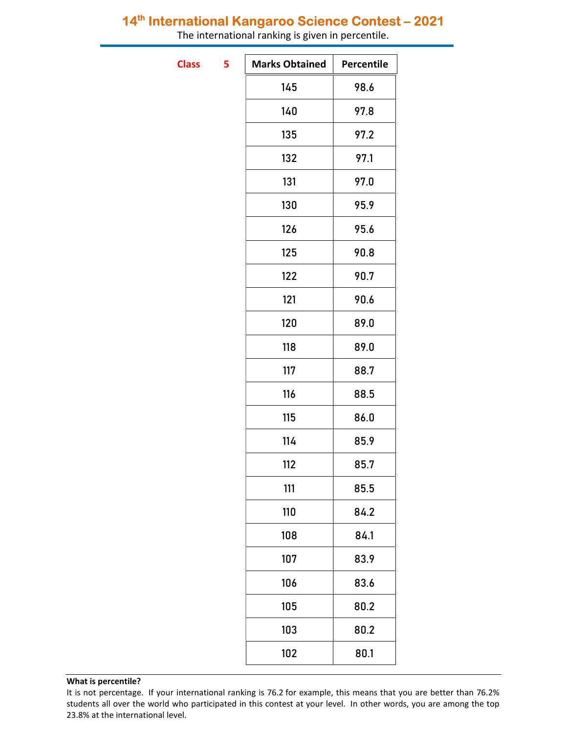# 14th International Kangaroo Science Contest – 2021

The international ranking is given in percentile.

**Class 5**

| Marks Obtained | Percentile |
|---|---|
| 145 | 98.6 |
| 140 | 97.8 |
| 135 | 97.2 |
| 132 | 97.1 |
| 131 | 97.0 |
| 130 | 95.9 |
| 126 | 95.6 |
| 125 | 90.8 |
| 122 | 90.7 |
| 121 | 90.6 |
| 120 | 89.0 |
| 118 | 89.0 |
| 117 | 88.7 |
| 116 | 88.5 |
| 115 | 86.0 |
| 114 | 85.9 |
| 112 | 85.7 |
| 111 | 85.5 |
| 110 | 84.2 |
| 108 | 84.1 |
| 107 | 83.9 |
| 106 | 83.6 |
| 105 | 80.2 |
| 103 | 80.2 |
| 102 | 80.1 |

**What is percentile?**

It is not percentage. If your international ranking is 76.2 for example, this means that you are better than 76.2% students all over the world who participated in this contest at your level. In other words, you are among the top 23.8% at the international level.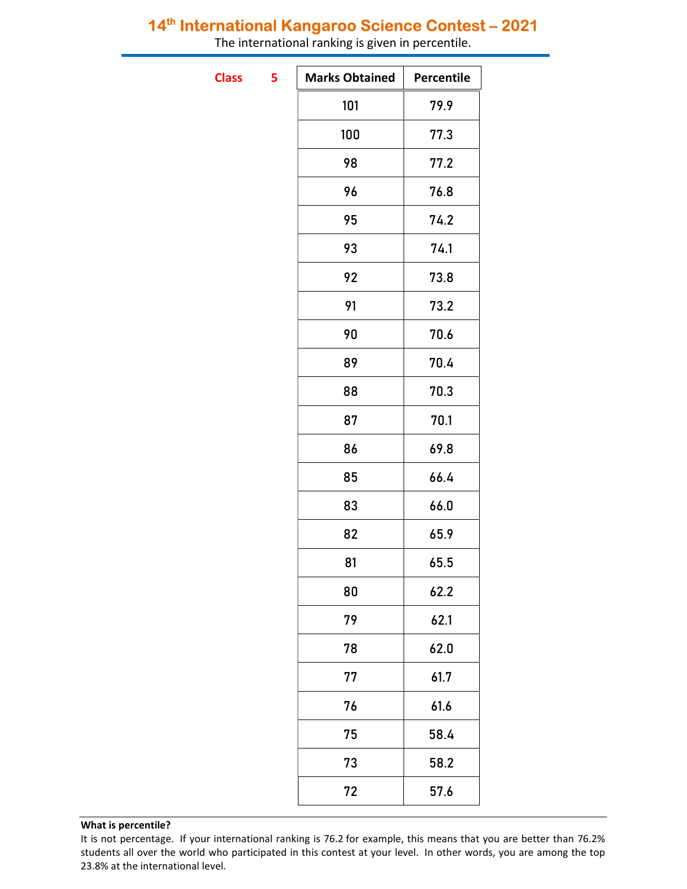## 14th International Kangaroo Science Contest – 2021

The international ranking is given in percentile.

**Class 5**

| Marks Obtained | Percentile |
|---|---|
| 101 | 79.9 |
| 100 | 77.3 |
| 98 | 77.2 |
| 96 | 76.8 |
| 95 | 74.2 |
| 93 | 74.1 |
| 92 | 73.8 |
| 91 | 73.2 |
| 90 | 70.6 |
| 89 | 70.4 |
| 88 | 70.3 |
| 87 | 70.1 |
| 86 | 69.8 |
| 85 | 66.4 |
| 83 | 66.0 |
| 82 | 65.9 |
| 81 | 65.5 |
| 80 | 62.2 |
| 79 | 62.1 |
| 78 | 62.0 |
| 77 | 61.7 |
| 76 | 61.6 |
| 75 | 58.4 |
| 73 | 58.2 |
| 72 | 57.6 |

**What is percentile?**

It is not percentage. If your international ranking is 76.2 for example, this means that you are better than 76.2% students all over the world who participated in this contest at your level. In other words, you are among the top 23.8% at the international level.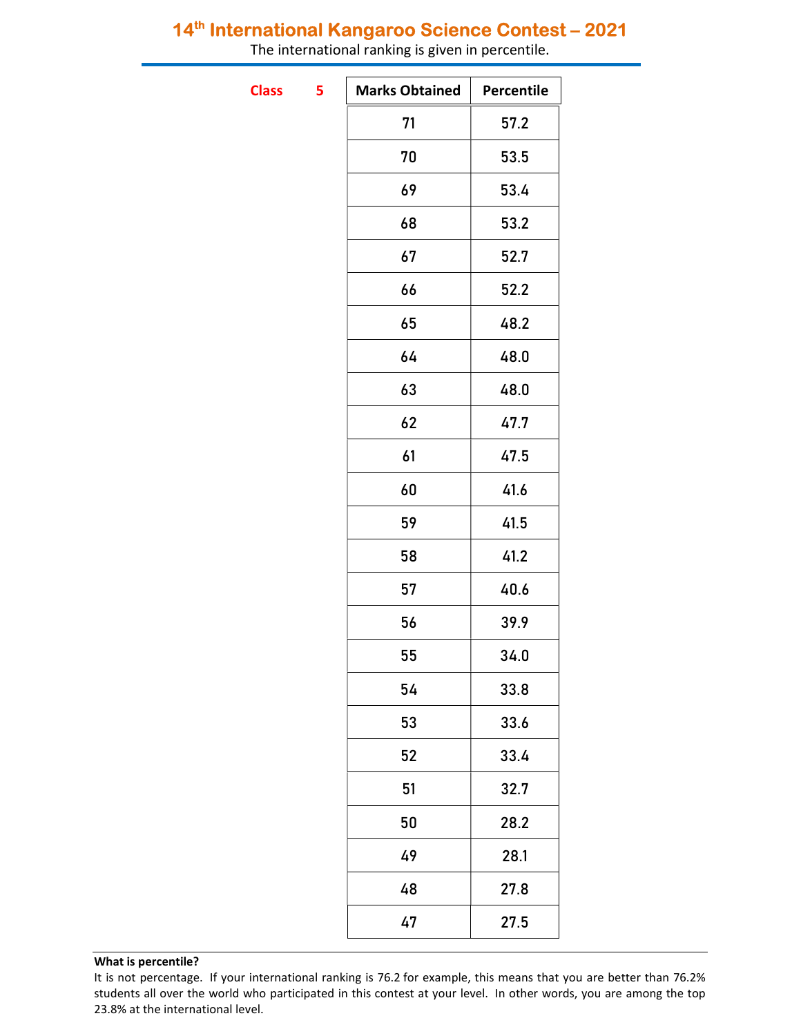# 14th International Kangaroo Science Contest – 2021

The international ranking is given in percentile.

**Class 5**

| Marks Obtained | Percentile |
|---|---|
| 71 | 57.2 |
| 70 | 53.5 |
| 69 | 53.4 |
| 68 | 53.2 |
| 67 | 52.7 |
| 66 | 52.2 |
| 65 | 48.2 |
| 64 | 48.0 |
| 63 | 48.0 |
| 62 | 47.7 |
| 61 | 47.5 |
| 60 | 41.6 |
| 59 | 41.5 |
| 58 | 41.2 |
| 57 | 40.6 |
| 56 | 39.9 |
| 55 | 34.0 |
| 54 | 33.8 |
| 53 | 33.6 |
| 52 | 33.4 |
| 51 | 32.7 |
| 50 | 28.2 |
| 49 | 28.1 |
| 48 | 27.8 |
| 47 | 27.5 |

**What is percentile?**

It is not percentage. If your international ranking is 76.2 for example, this means that you are better than 76.2% students all over the world who participated in this contest at your level. In other words, you are among the top 23.8% at the international level.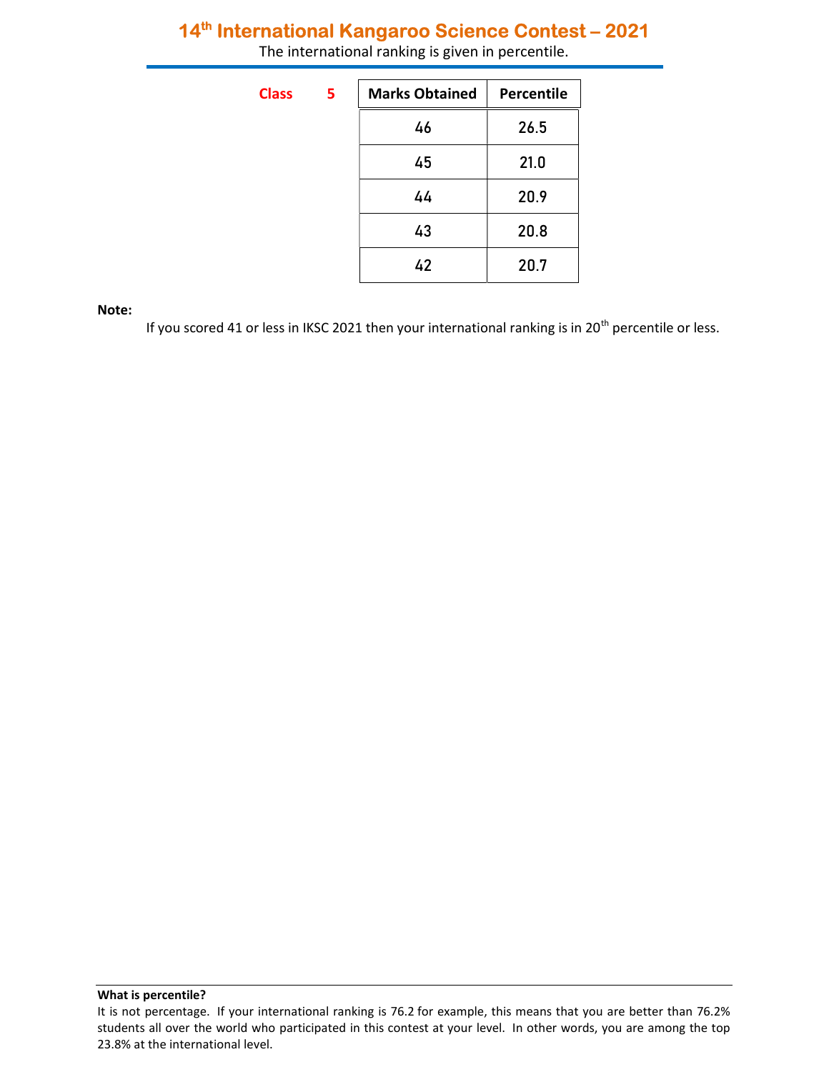## 14th International Kangaroo Science Contest – 2021

The international ranking is given in percentile.

**Class 5**

| Marks Obtained | Percentile |
|---|---|
| 46 | 26.5 |
| 45 | 21.0 |
| 44 | 20.9 |
| 43 | 20.8 |
| 42 | 20.7 |

**Note:**

If you scored 41 or less in IKSC 2021 then your international ranking is in 20th percentile or less.

**What is percentile?**

It is not percentage. If your international ranking is 76.2 for example, this means that you are better than 76.2% students all over the world who participated in this contest at your level. In other words, you are among the top 23.8% at the international level.